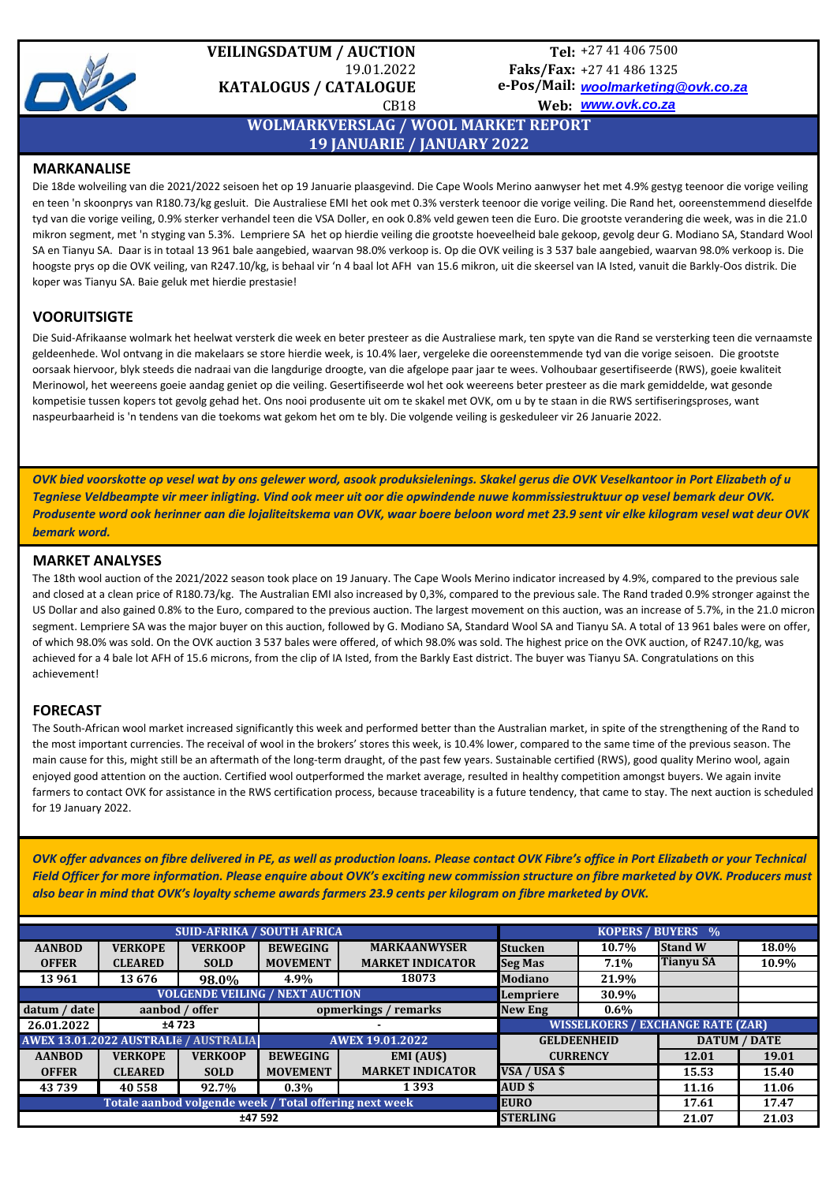**VEILINGSDATUM / AUCTION**
19.01.2022
**KATALOGUS / CATALOGUE**
CB18

**Tel:** +27 41 406 7500
**Faks/Fax:** +27 41 486 1325
**e-Pos/Mail:** woolmarketing@ovk.co.za
**Web:** www.ovk.co.za

# WOLMARKVERSLAG / WOOL MARKET REPORT
## 19 JANUARIE / JANUARY 2022

## MARKANALISE

Die 18de wolveiling van die 2021/2022 seisoen het op 19 Januarie plaasgevind. Die Cape Wools Merino aanwyser het met 4.9% gestyg teenoor die vorige veiling en teen 'n skoonprys van R180.73/kg gesluit. Die Australiese EMI het ook met 0.3% versterk teenoor die vorige veiling. Die Rand het, ooreenstemmend dieselfde tyd van die vorige veiling, 0.9% sterker verhandel teen die VSA Doller, en ook 0.8% veld gewen teen die Euro. Die grootste verandering die week, was in die 21.0 mikron segment, met 'n styging van 5.3%. Lempriere SA het op hierdie veiling die grootste hoeveelheid bale gekoop, gevolg deur G. Modiano SA, Standard Wool SA en Tianyu SA. Daar is in totaal 13 961 bale aangebied, waarvan 98.0% verkoop is. Op die OVK veiling is 3 537 bale aangebied, waarvan 98.0% verkoop is. Die hoogste prys op die OVK veiling, van R247.10/kg, is behaal vir 'n 4 baal lot AFH van 15.6 mikron, uit die skeersel van IA Isted, vanuit die Barkly-Oos distrik. Die koper was Tianyu SA. Baie geluk met hierdie prestasie!

## VOORUITSIGTE

Die Suid-Afrikaanse wolmark het heelwat versterk die week en beter presteer as die Australiese mark, ten spyte van die Rand se versterking teen die vernaamste geldeenhede. Wol ontvang in die makelaars se store hierdie week, is 10.4% laer, vergeleke die ooreenstemmende tyd van die vorige seisoen. Die grootste oorsaak hiervoor, blyk steeds die nadraai van die langdurige droogte, van die afgelope paar jaar te wees. Volhoubaar gesertifiseerde (RWS), goeie kwaliteit Merinowol, het weereens goeie aandag geniet op die veiling. Gesertifiseerde wol het ook weereens beter presteer as die mark gemiddelde, wat gesonde kompetisie tussen kopers tot gevolg gehad het. Ons nooi produsente uit om te skakel met OVK, om u by te staan in die RWS sertifiseringsproses, want naspeurbaarheid is 'n tendens van die toekoms wat gekom het om te bly. Die volgende veiling is geskeduleer vir 26 Januarie 2022.

***OVK bied voorskotte op vesel wat by ons gelewer word, asook produksielenings. Skakel gerus die OVK Veselkantoor in Port Elizabeth of u Tegniese Veldbeampte vir meer inligting. Vind ook meer uit oor die opwindende nuwe kommissiestruktuur op vesel bemark deur OVK. Produsente word ook herinner aan die lojaliteitskema van OVK, waar boere beloon word met 23.9 sent vir elke kilogram vesel wat deur OVK bemark word.***

## MARKET ANALYSES

The 18th wool auction of the 2021/2022 season took place on 19 January. The Cape Wools Merino indicator increased by 4.9%, compared to the previous sale and closed at a clean price of R180.73/kg. The Australian EMI also increased by 0,3%, compared to the previous sale. The Rand traded 0.9% stronger against the US Dollar and also gained 0.8% to the Euro, compared to the previous auction. The largest movement on this auction, was an increase of 5.7%, in the 21.0 micron segment. Lempriere SA was the major buyer on this auction, followed by G. Modiano SA, Standard Wool SA and Tianyu SA. A total of 13 961 bales were on offer, of which 98.0% was sold. On the OVK auction 3 537 bales were offered, of which 98.0% was sold. The highest price on the OVK auction, of R247.10/kg, was achieved for a 4 bale lot AFH of 15.6 microns, from the clip of IA Isted, from the Barkly East district. The buyer was Tianyu SA. Congratulations on this achievement!

## FORECAST

The South-African wool market increased significantly this week and performed better than the Australian market, in spite of the strengthening of the Rand to the most important currencies. The receival of wool in the brokers' stores this week, is 10.4% lower, compared to the same time of the previous season. The main cause for this, might still be an aftermath of the long-term draught, of the past few years. Sustainable certified (RWS), good quality Merino wool, again enjoyed good attention on the auction. Certified wool outperformed the market average, resulted in healthy competition amongst buyers. We again invite farmers to contact OVK for assistance in the RWS certification process, because traceability is a future tendency, that came to stay. The next auction is scheduled for 19 January 2022.

***OVK offer advances on fibre delivered in PE, as well as production loans. Please contact OVK Fibre's office in Port Elizabeth or your Technical Field Officer for more information. Please enquire about OVK's exciting new commission structure on fibre marketed by OVK. Producers must also bear in mind that OVK's loyalty scheme awards farmers 23.9 cents per kilogram on fibre marketed by OVK.***

| SUID-AFRIKA / SOUTH AFRICA | | | | |
|---|---|---|---|---|
| AANBOD OFFER | VERKOPE CLEARED | VERKOOP SOLD | BEWEGING MOVEMENT | MARKAANWYSER MARKET INDICATOR |
| 13 961 | 13 676 | 98.0% | 4.9% | 18073 |
| **VOLGENDE VEILING / NEXT AUCTION** | | | | |
| datum / date | aanbod / offer | | opmerkings / remarks | |
| 26.01.2022 | ±4 723 | | - | |
| **AWEX 13.01.2022 AUSTRALIË / AUSTRALIA** | | | **AWEX 19.01.2022** | |
| AANBOD OFFER | VERKOPE CLEARED | VERKOOP SOLD | BEWEGING MOVEMENT | EMI (AU$) MARKET INDICATOR |
| 43 739 | 40 558 | 92.7% | 0.3% | 1 393 |
| **Totale aanbod volgende week / Total offering next week** | | | | |
| ±47 592 | | | | |

| KOPERS / BUYERS % | | | |
|---|---|---|---|
| Stucken | 10.7% | Stand W | 18.0% |
| Seg Mas | 7.1% | Tianyu SA | 10.9% |
| Modiano | 21.9% | | |
| Lempriere | 30.9% | | |
| New Eng | 0.6% | | |

| WISSELKOERS / EXCHANGE RATE (ZAR) | | |
|---|---|---|
| GELDEENHEID CURRENCY | DATUM / DATE 12.01 | 19.01 |
| VSA / USA $ | 15.53 | 15.40 |
| AUD $ | 11.16 | 11.06 |
| EURO | 17.61 | 17.47 |
| STERLING | 21.07 | 21.03 |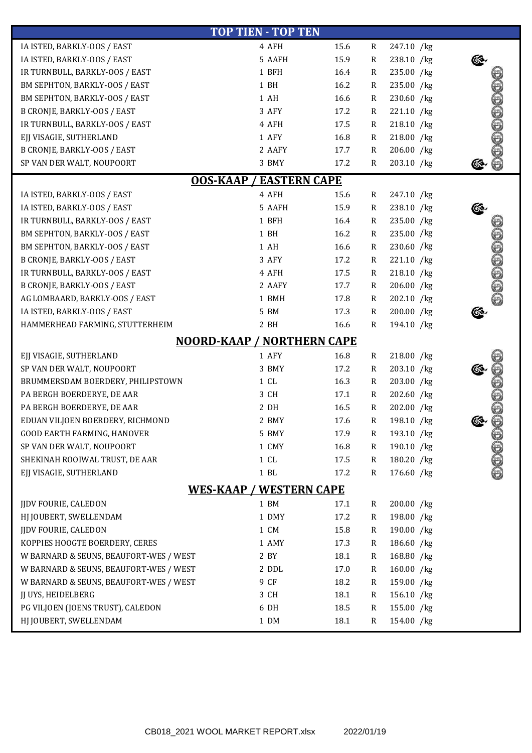## TOP TIEN - TOP TEN

| | | | | |
|---|---|---|---|---|
| IA ISTED, BARKLY-OOS / EAST | 4 AFH | 15.6 | R | 247.10 /kg |
| IA ISTED, BARKLY-OOS / EAST | 5 AAFH | 15.9 | R | 238.10 /kg |
| IR TURNBULL, BARKLY-OOS / EAST | 1 BFH | 16.4 | R | 235.00 /kg |
| BM SEPHTON, BARKLY-OOS / EAST | 1 BH | 16.2 | R | 235.00 /kg |
| BM SEPHTON, BARKLY-OOS / EAST | 1 AH | 16.6 | R | 230.60 /kg |
| B CRONJE, BARKLY-OOS / EAST | 3 AFY | 17.2 | R | 221.10 /kg |
| IR TURNBULL, BARKLY-OOS / EAST | 4 AFH | 17.5 | R | 218.10 /kg |
| EJJ VISAGIE, SUTHERLAND | 1 AFY | 16.8 | R | 218.00 /kg |
| B CRONJE, BARKLY-OOS / EAST | 2 AAFY | 17.7 | R | 206.00 /kg |
| SP VAN DER WALT, NOUPOORT | 3 BMY | 17.2 | R | 203.10 /kg |

## OOS-KAAP / EASTERN CAPE

| | | | | |
|---|---|---|---|---|
| IA ISTED, BARKLY-OOS / EAST | 4 AFH | 15.6 | R | 247.10 /kg |
| IA ISTED, BARKLY-OOS / EAST | 5 AAFH | 15.9 | R | 238.10 /kg |
| IR TURNBULL, BARKLY-OOS / EAST | 1 BFH | 16.4 | R | 235.00 /kg |
| BM SEPHTON, BARKLY-OOS / EAST | 1 BH | 16.2 | R | 235.00 /kg |
| BM SEPHTON, BARKLY-OOS / EAST | 1 AH | 16.6 | R | 230.60 /kg |
| B CRONJE, BARKLY-OOS / EAST | 3 AFY | 17.2 | R | 221.10 /kg |
| IR TURNBULL, BARKLY-OOS / EAST | 4 AFH | 17.5 | R | 218.10 /kg |
| B CRONJE, BARKLY-OOS / EAST | 2 AAFY | 17.7 | R | 206.00 /kg |
| AG LOMBAARD, BARKLY-OOS / EAST | 1 BMH | 17.8 | R | 202.10 /kg |
| IA ISTED, BARKLY-OOS / EAST | 5 BM | 17.3 | R | 200.00 /kg |
| HAMMERHEAD FARMING, STUTTERHEIM | 2 BH | 16.6 | R | 194.10 /kg |

## NOORD-KAAP / NORTHERN CAPE

| | | | | |
|---|---|---|---|---|
| EJJ VISAGIE, SUTHERLAND | 1 AFY | 16.8 | R | 218.00 /kg |
| SP VAN DER WALT, NOUPOORT | 3 BMY | 17.2 | R | 203.10 /kg |
| BRUMMERSDAM BOERDERY, PHILIPSTOWN | 1 CL | 16.3 | R | 203.00 /kg |
| PA BERGH BOERDERYE, DE AAR | 3 CH | 17.1 | R | 202.60 /kg |
| PA BERGH BOERDERYE, DE AAR | 2 DH | 16.5 | R | 202.00 /kg |
| EDUAN VILJOEN BOERDERY, RICHMOND | 2 BMY | 17.6 | R | 198.10 /kg |
| GOOD EARTH FARMING, HANOVER | 5 BMY | 17.9 | R | 193.10 /kg |
| SP VAN DER WALT, NOUPOORT | 1 CMY | 16.8 | R | 190.10 /kg |
| SHEKINAH ROOIWAL TRUST, DE AAR | 1 CL | 17.5 | R | 180.20 /kg |
| EJJ VISAGIE, SUTHERLAND | 1 BL | 17.2 | R | 176.60 /kg |

## WES-KAAP / WESTERN CAPE

| | | | | |
|---|---|---|---|---|
| JJDV FOURIE, CALEDON | 1 BM | 17.1 | R | 200.00 /kg |
| HJ JOUBERT, SWELLENDAM | 1 DMY | 17.2 | R | 198.00 /kg |
| JJDV FOURIE, CALEDON | 1 CM | 15.8 | R | 190.00 /kg |
| KOPPIES HOOGTE BOERDERY, CERES | 1 AMY | 17.3 | R | 186.60 /kg |
| W BARNARD & SEUNS, BEAUFORT-WES / WEST | 2 BY | 18.1 | R | 168.80 /kg |
| W BARNARD & SEUNS, BEAUFORT-WES / WEST | 2 DDL | 17.0 | R | 160.00 /kg |
| W BARNARD & SEUNS, BEAUFORT-WES / WEST | 9 CF | 18.2 | R | 159.00 /kg |
| JJ UYS, HEIDELBERG | 3 CH | 18.1 | R | 156.10 /kg |
| PG VILJOEN (JOENS TRUST), CALEDON | 6 DH | 18.5 | R | 155.00 /kg |
| HJ JOUBERT, SWELLENDAM | 1 DM | 18.1 | R | 154.00 /kg |

CB018_2021 WOOL MARKET REPORT.xlsx 2022/01/19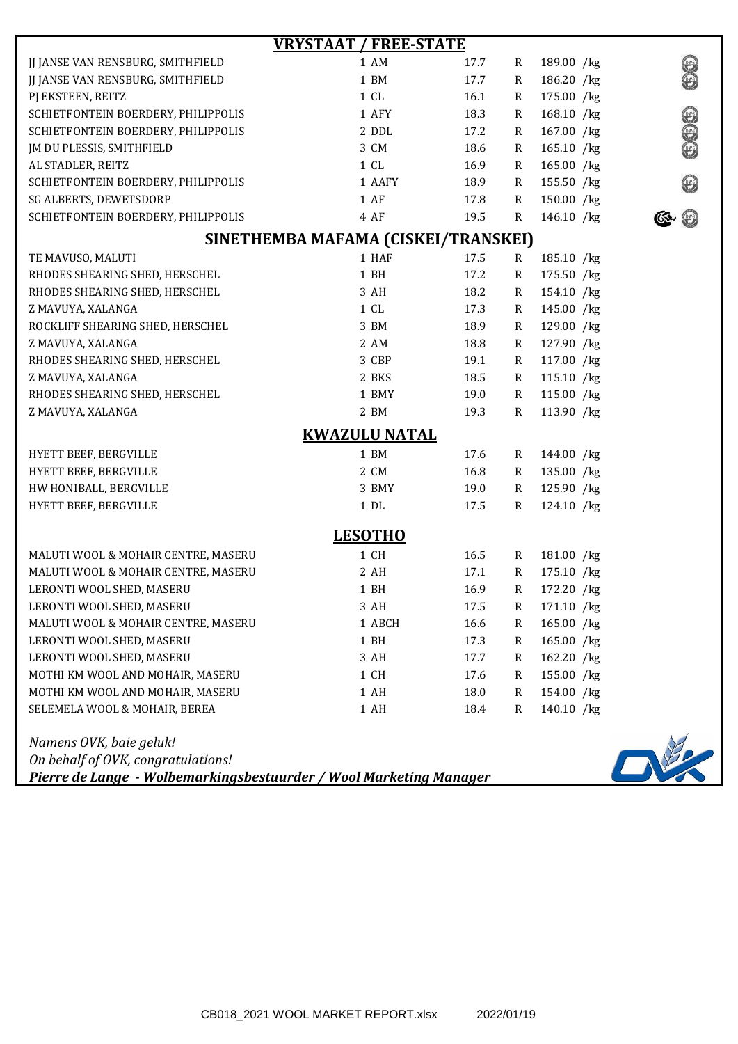## VRYSTAAT / FREE-STATE

| | | | | |
|---|---|---|---|---|
| JJ JANSE VAN RENSBURG, SMITHFIELD | 1 AM | 17.7 | R | 189.00 /kg |
| JJ JANSE VAN RENSBURG, SMITHFIELD | 1 BM | 17.7 | R | 186.20 /kg |
| PJ EKSTEEN, REITZ | 1 CL | 16.1 | R | 175.00 /kg |
| SCHIETFONTEIN BOERDERY, PHILIPPOLIS | 1 AFY | 18.3 | R | 168.10 /kg |
| SCHIETFONTEIN BOERDERY, PHILIPPOLIS | 2 DDL | 17.2 | R | 167.00 /kg |
| JM DU PLESSIS, SMITHFIELD | 3 CM | 18.6 | R | 165.10 /kg |
| AL STADLER, REITZ | 1 CL | 16.9 | R | 165.00 /kg |
| SCHIETFONTEIN BOERDERY, PHILIPPOLIS | 1 AAFY | 18.9 | R | 155.50 /kg |
| SG ALBERTS, DEWETSDORP | 1 AF | 17.8 | R | 150.00 /kg |
| SCHIETFONTEIN BOERDERY, PHILIPPOLIS | 4 AF | 19.5 | R | 146.10 /kg |

## SINETHEMBA MAFAMA (CISKEI/TRANSKEI)

| | | | | |
|---|---|---|---|---|
| TE MAVUSO, MALUTI | 1 HAF | 17.5 | R | 185.10 /kg |
| RHODES SHEARING SHED, HERSCHEL | 1 BH | 17.2 | R | 175.50 /kg |
| RHODES SHEARING SHED, HERSCHEL | 3 AH | 18.2 | R | 154.10 /kg |
| Z MAVUYA, XALANGA | 1 CL | 17.3 | R | 145.00 /kg |
| ROCKLIFF SHEARING SHED, HERSCHEL | 3 BM | 18.9 | R | 129.00 /kg |
| Z MAVUYA, XALANGA | 2 AM | 18.8 | R | 127.90 /kg |
| RHODES SHEARING SHED, HERSCHEL | 3 CBP | 19.1 | R | 117.00 /kg |
| Z MAVUYA, XALANGA | 2 BKS | 18.5 | R | 115.10 /kg |
| RHODES SHEARING SHED, HERSCHEL | 1 BMY | 19.0 | R | 115.00 /kg |
| Z MAVUYA, XALANGA | 2 BM | 19.3 | R | 113.90 /kg |

## KWAZULU NATAL

| | | | | |
|---|---|---|---|---|
| HYETT BEEF, BERGVILLE | 1 BM | 17.6 | R | 144.00 /kg |
| HYETT BEEF, BERGVILLE | 2 CM | 16.8 | R | 135.00 /kg |
| HW HONIBALL, BERGVILLE | 3 BMY | 19.0 | R | 125.90 /kg |
| HYETT BEEF, BERGVILLE | 1 DL | 17.5 | R | 124.10 /kg |

## LESOTHO

| | | | | |
|---|---|---|---|---|
| MALUTI WOOL & MOHAIR CENTRE, MASERU | 1 CH | 16.5 | R | 181.00 /kg |
| MALUTI WOOL & MOHAIR CENTRE, MASERU | 2 AH | 17.1 | R | 175.10 /kg |
| LERONTI WOOL SHED, MASERU | 1 BH | 16.9 | R | 172.20 /kg |
| LERONTI WOOL SHED, MASERU | 3 AH | 17.5 | R | 171.10 /kg |
| MALUTI WOOL & MOHAIR CENTRE, MASERU | 1 ABCH | 16.6 | R | 165.00 /kg |
| LERONTI WOOL SHED, MASERU | 1 BH | 17.3 | R | 165.00 /kg |
| LERONTI WOOL SHED, MASERU | 3 AH | 17.7 | R | 162.20 /kg |
| MOTHI KM WOOL AND MOHAIR, MASERU | 1 CH | 17.6 | R | 155.00 /kg |
| MOTHI KM WOOL AND MOHAIR, MASERU | 1 AH | 18.0 | R | 154.00 /kg |
| SELEMELA WOOL & MOHAIR, BEREA | 1 AH | 18.4 | R | 140.10 /kg |

*Namens OVK, baie geluk!*
*On behalf of OVK, congratulations!*
***Pierre de Lange - Wolbemarkingsbestuurder / Wool Marketing Manager***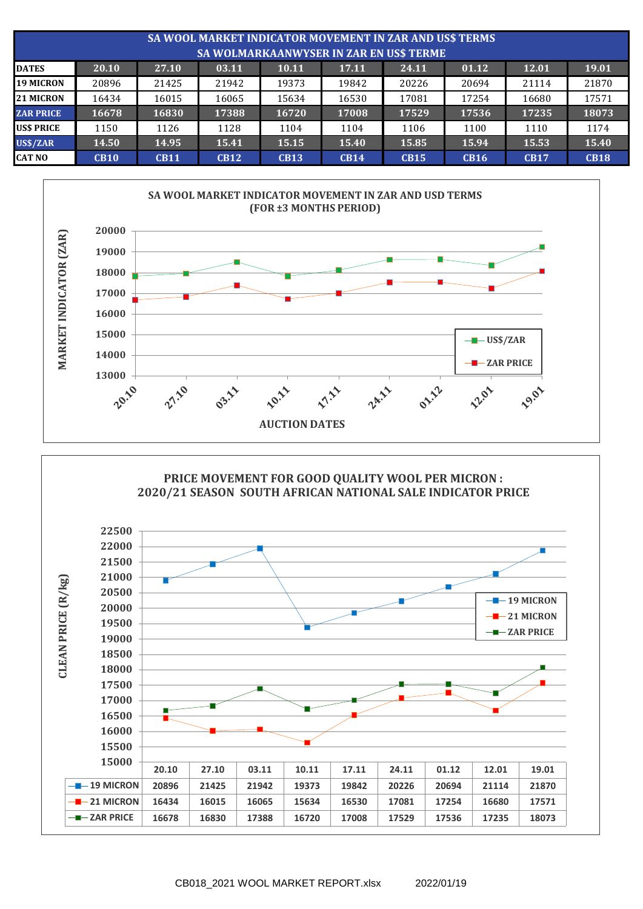| SA WOOL MARKET INDICATOR MOVEMENT IN ZAR AND US$ TERMS<br>SA WOLMARKAANWYSER IN ZAR EN US$ TERME | | | | | | | | | |
|---|---|---|---|---|---|---|---|---|---|
| DATES | 20.10 | 27.10 | 03.11 | 10.11 | 17.11 | 24.11 | 01.12 | 12.01 | 19.01 |
| 19 MICRON | 20896 | 21425 | 21942 | 19373 | 19842 | 20226 | 20694 | 21114 | 21870 |
| 21 MICRON | 16434 | 16015 | 16065 | 15634 | 16530 | 17081 | 17254 | 16680 | 17571 |
| ZAR PRICE | 16678 | 16830 | 17388 | 16720 | 17008 | 17529 | 17536 | 17235 | 18073 |
| US$ PRICE | 1150 | 1126 | 1128 | 1104 | 1104 | 1106 | 1100 | 1110 | 1174 |
| US$/ZAR | 14.50 | 14.95 | 15.41 | 15.15 | 15.40 | 15.85 | 15.94 | 15.53 | 15.40 |
| CAT NO | CB10 | CB11 | CB12 | CB13 | CB14 | CB15 | CB16 | CB17 | CB18 |

SA WOOL MARKET INDICATOR MOVEMENT IN ZAR AND USD TERMS
(FOR ±3 MONTHS PERIOD)

MARKET INDICATOR (ZAR)

20000
19000
18000
17000
16000
15000
14000
13000

20.10 27.10 03.11 10.11 17.11 24.11 01.12 12.01 19.01

AUCTION DATES

US$/ZAR
ZAR PRICE

PRICE MOVEMENT FOR GOOD QUALITY WOOL PER MICRON :
2020/21 SEASON SOUTH AFRICAN NATIONAL SALE INDICATOR PRICE

CLEAN PRICE (R/kg)

22500
22000
21500
21000
20500
20000
19500
19000
18500
18000
17500
17000
16500
16000
15500
15000

19 MICRON
21 MICRON
ZAR PRICE

20.10 27.10 03.11 10.11 17.11 24.11 01.12 12.01 19.01

19 MICRON 20896 21425 21942 19373 19842 20226 20694 21114 21870

21 MICRON 16434 16015 16065 15634 16530 17081 17254 16680 17571

ZAR PRICE 16678 16830 17388 16720 17008 17529 17536 17235 18073

CB018_2021 WOOL MARKET REPORT.xlsx 2022/01/19